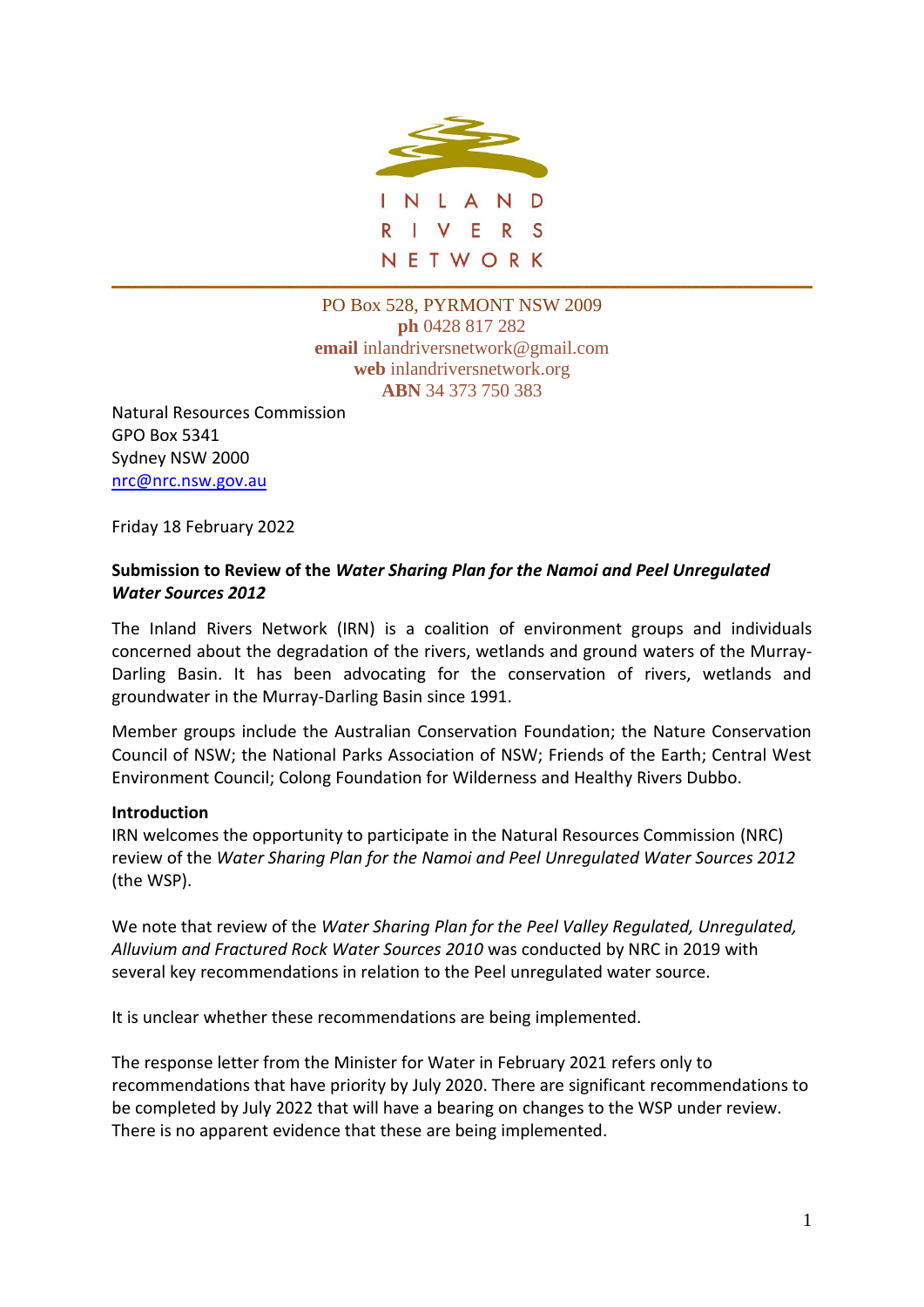INLAND RIVERS NETWORK

PO Box 528, PYRMONT NSW 2009
**ph** 0428 817 282
**email** inlandriversnetwork@gmail.com
**web** inlandriversnetwork.org
**ABN** 34 373 750 383

Natural Resources Commission
GPO Box 5341
Sydney NSW 2000
nrc@nrc.nsw.gov.au

Friday 18 February 2022

**Submission to Review of the *Water Sharing Plan for the Namoi and Peel Unregulated Water Sources 2012***

The Inland Rivers Network (IRN) is a coalition of environment groups and individuals concerned about the degradation of the rivers, wetlands and ground waters of the Murray-Darling Basin. It has been advocating for the conservation of rivers, wetlands and groundwater in the Murray-Darling Basin since 1991.

Member groups include the Australian Conservation Foundation; the Nature Conservation Council of NSW; the National Parks Association of NSW; Friends of the Earth; Central West Environment Council; Colong Foundation for Wilderness and Healthy Rivers Dubbo.

**Introduction**

IRN welcomes the opportunity to participate in the Natural Resources Commission (NRC) review of the *Water Sharing Plan for the Namoi and Peel Unregulated Water Sources 2012* (the WSP).

We note that review of the *Water Sharing Plan for the Peel Valley Regulated, Unregulated, Alluvium and Fractured Rock Water Sources 2010* was conducted by NRC in 2019 with several key recommendations in relation to the Peel unregulated water source.

It is unclear whether these recommendations are being implemented.

The response letter from the Minister for Water in February 2021 refers only to recommendations that have priority by July 2020. There are significant recommendations to be completed by July 2022 that will have a bearing on changes to the WSP under review. There is no apparent evidence that these are being implemented.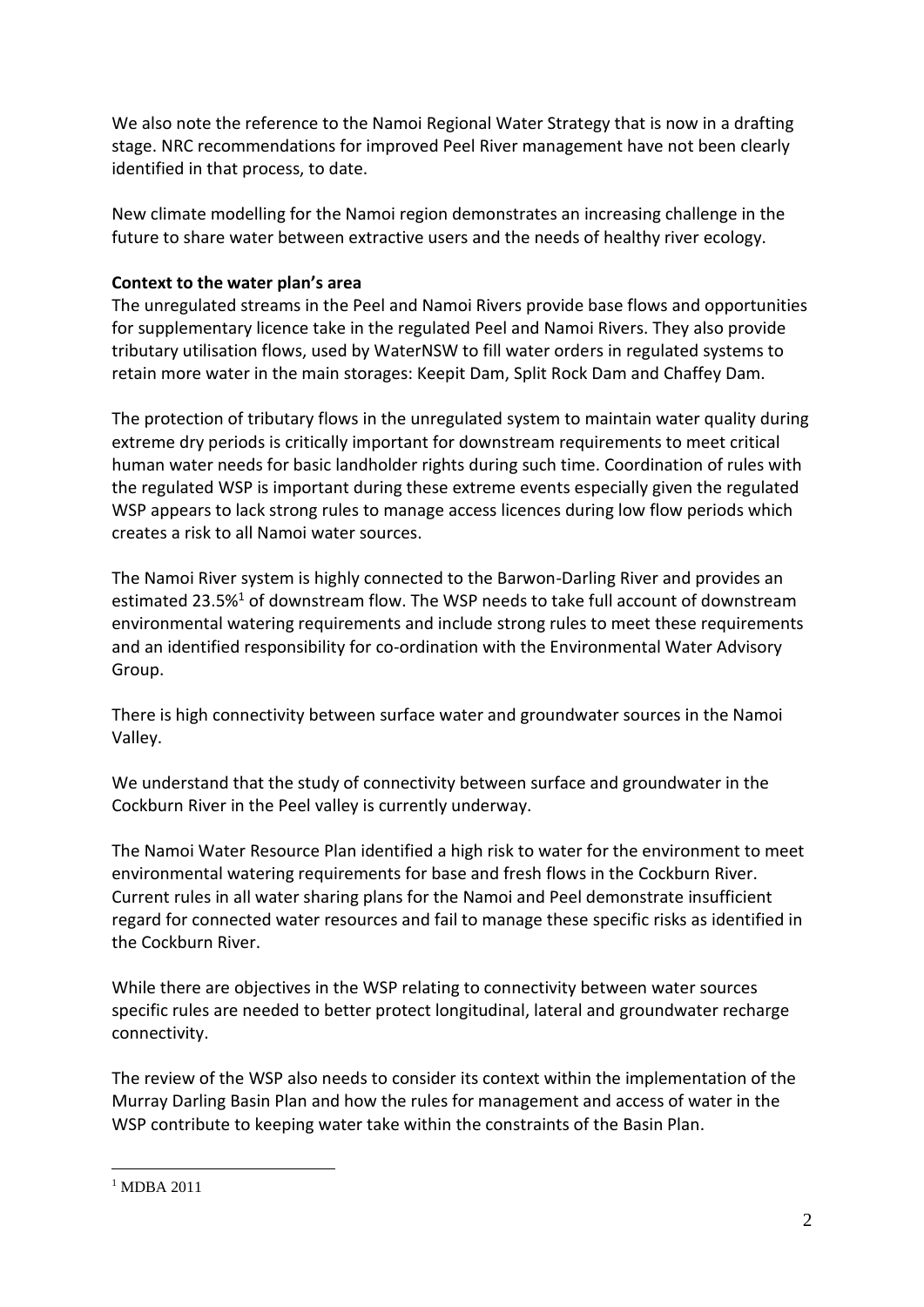We also note the reference to the Namoi Regional Water Strategy that is now in a drafting stage. NRC recommendations for improved Peel River management have not been clearly identified in that process, to date.

New climate modelling for the Namoi region demonstrates an increasing challenge in the future to share water between extractive users and the needs of healthy river ecology.

**Context to the water plan's area**

The unregulated streams in the Peel and Namoi Rivers provide base flows and opportunities for supplementary licence take in the regulated Peel and Namoi Rivers. They also provide tributary utilisation flows, used by WaterNSW to fill water orders in regulated systems to retain more water in the main storages: Keepit Dam, Split Rock Dam and Chaffey Dam.

The protection of tributary flows in the unregulated system to maintain water quality during extreme dry periods is critically important for downstream requirements to meet critical human water needs for basic landholder rights during such time. Coordination of rules with the regulated WSP is important during these extreme events especially given the regulated WSP appears to lack strong rules to manage access licences during low flow periods which creates a risk to all Namoi water sources.

The Namoi River system is highly connected to the Barwon-Darling River and provides an estimated 23.5%[1] of downstream flow. The WSP needs to take full account of downstream environmental watering requirements and include strong rules to meet these requirements and an identified responsibility for co-ordination with the Environmental Water Advisory Group.

There is high connectivity between surface water and groundwater sources in the Namoi Valley.

We understand that the study of connectivity between surface and groundwater in the Cockburn River in the Peel valley is currently underway.

The Namoi Water Resource Plan identified a high risk to water for the environment to meet environmental watering requirements for base and fresh flows in the Cockburn River. Current rules in all water sharing plans for the Namoi and Peel demonstrate insufficient regard for connected water resources and fail to manage these specific risks as identified in the Cockburn River.

While there are objectives in the WSP relating to connectivity between water sources specific rules are needed to better protect longitudinal, lateral and groundwater recharge connectivity.

The review of the WSP also needs to consider its context within the implementation of the Murray Darling Basin Plan and how the rules for management and access of water in the WSP contribute to keeping water take within the constraints of the Basin Plan.

---

[1] MDBA 2011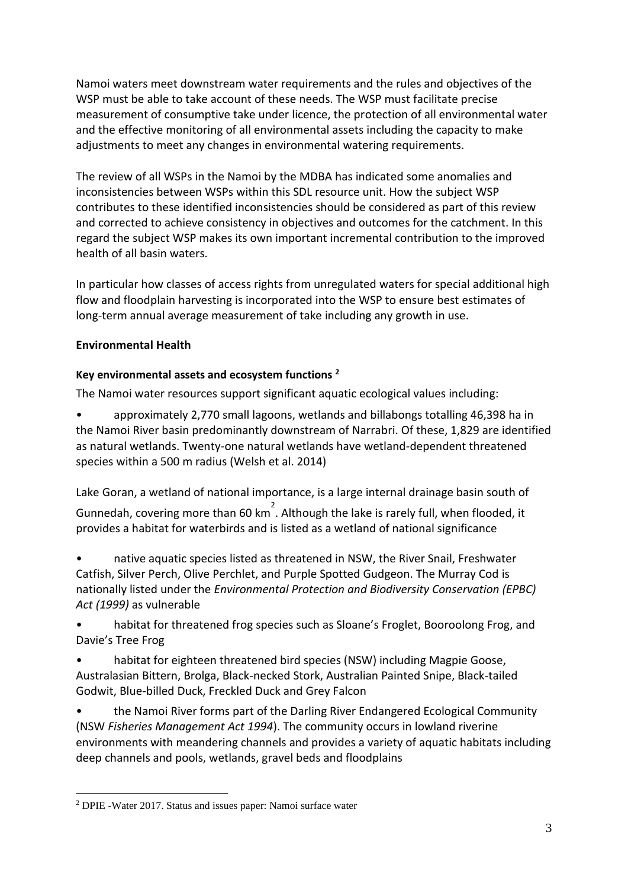Namoi waters meet downstream water requirements and the rules and objectives of the WSP must be able to take account of these needs. The WSP must facilitate precise measurement of consumptive take under licence, the protection of all environmental water and the effective monitoring of all environmental assets including the capacity to make adjustments to meet any changes in environmental watering requirements.

The review of all WSPs in the Namoi by the MDBA has indicated some anomalies and inconsistencies between WSPs within this SDL resource unit. How the subject WSP contributes to these identified inconsistencies should be considered as part of this review and corrected to achieve consistency in objectives and outcomes for the catchment. In this regard the subject WSP makes its own important incremental contribution to the improved health of all basin waters.

In particular how classes of access rights from unregulated waters for special additional high flow and floodplain harvesting is incorporated into the WSP to ensure best estimates of long-term annual average measurement of take including any growth in use.

## Environmental Health

### Key environmental assets and ecosystem functions [2]

The Namoi water resources support significant aquatic ecological values including:

- approximately 2,770 small lagoons, wetlands and billabongs totalling 46,398 ha in the Namoi River basin predominantly downstream of Narrabri. Of these, 1,829 are identified as natural wetlands. Twenty-one natural wetlands have wetland-dependent threatened species within a 500 m radius (Welsh et al. 2014)

Lake Goran, a wetland of national importance, is a large internal drainage basin south of Gunnedah, covering more than 60 $km^2$. Although the lake is rarely full, when flooded, it provides a habitat for waterbirds and is listed as a wetland of national significance

- native aquatic species listed as threatened in NSW, the River Snail, Freshwater Catfish, Silver Perch, Olive Perchlet, and Purple Spotted Gudgeon. The Murray Cod is nationally listed under the *Environmental Protection and Biodiversity Conservation (EPBC) Act (1999)* as vulnerable
- habitat for threatened frog species such as Sloane's Froglet, Booroolong Frog, and Davie's Tree Frog
- habitat for eighteen threatened bird species (NSW) including Magpie Goose, Australasian Bittern, Brolga, Black-necked Stork, Australian Painted Snipe, Black-tailed Godwit, Blue-billed Duck, Freckled Duck and Grey Falcon
- the Namoi River forms part of the Darling River Endangered Ecological Community (NSW *Fisheries Management Act 1994*). The community occurs in lowland riverine environments with meandering channels and provides a variety of aquatic habitats including deep channels and pools, wetlands, gravel beds and floodplains

---

[2] DPIE -Water 2017. Status and issues paper: Namoi surface water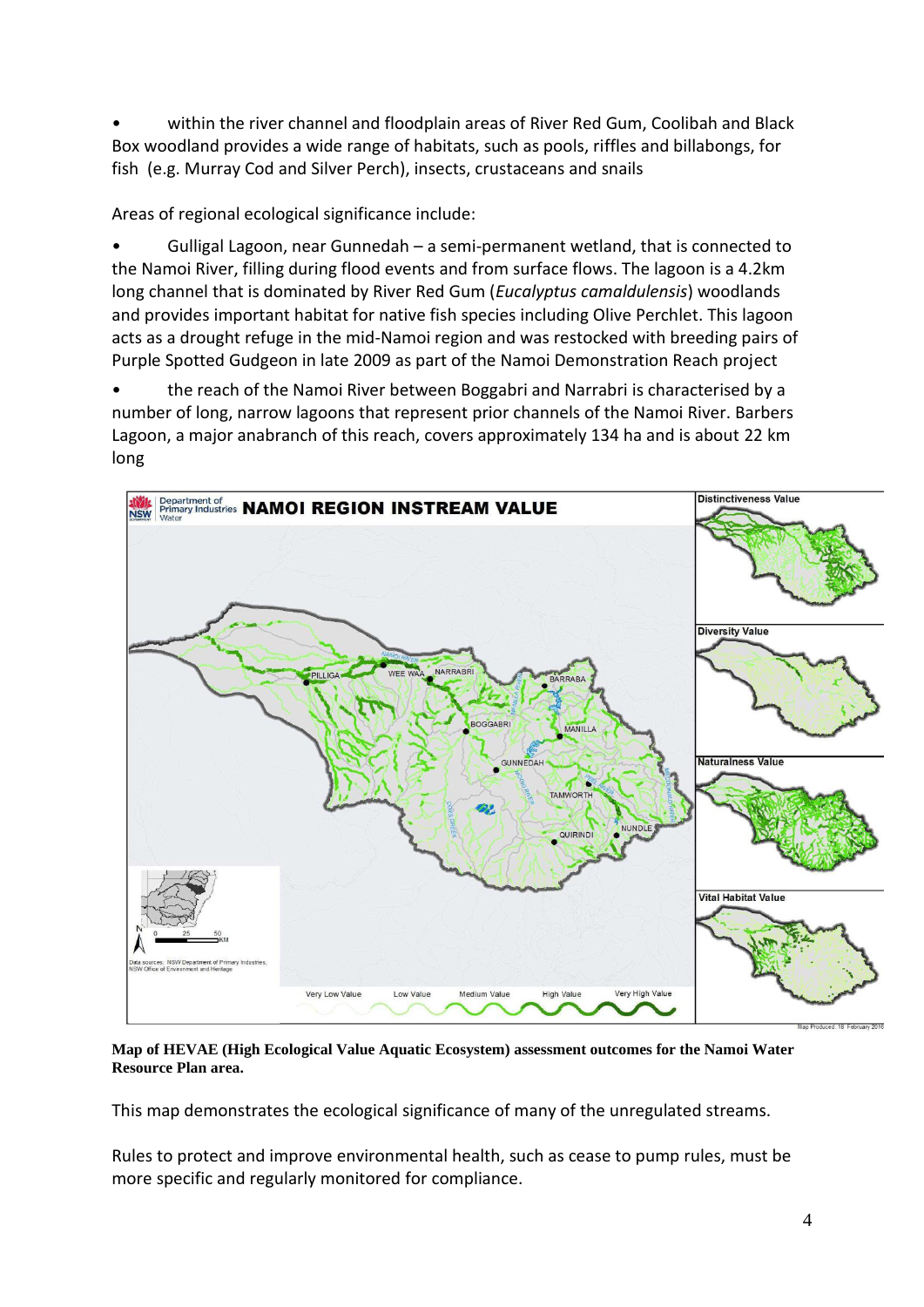- within the river channel and floodplain areas of River Red Gum, Coolibah and Black Box woodland provides a wide range of habitats, such as pools, riffles and billabongs, for fish (e.g. Murray Cod and Silver Perch), insects, crustaceans and snails

Areas of regional ecological significance include:

- Gulligal Lagoon, near Gunnedah – a semi-permanent wetland, that is connected to the Namoi River, filling during flood events and from surface flows. The lagoon is a 4.2km long channel that is dominated by River Red Gum (*Eucalyptus camaldulensis*) woodlands and provides important habitat for native fish species including Olive Perchlet. This lagoon acts as a drought refuge in the mid-Namoi region and was restocked with breeding pairs of Purple Spotted Gudgeon in late 2009 as part of the Namoi Demonstration Reach project
- the reach of the Namoi River between Boggabri and Narrabri is characterised by a number of long, narrow lagoons that represent prior channels of the Namoi River. Barbers Lagoon, a major anabranch of this reach, covers approximately 134 ha and is about 22 km long

**Map of HEVAE (High Ecological Value Aquatic Ecosystem) assessment outcomes for the Namoi Water Resource Plan area.**

This map demonstrates the ecological significance of many of the unregulated streams.

Rules to protect and improve environmental health, such as cease to pump rules, must be more specific and regularly monitored for compliance.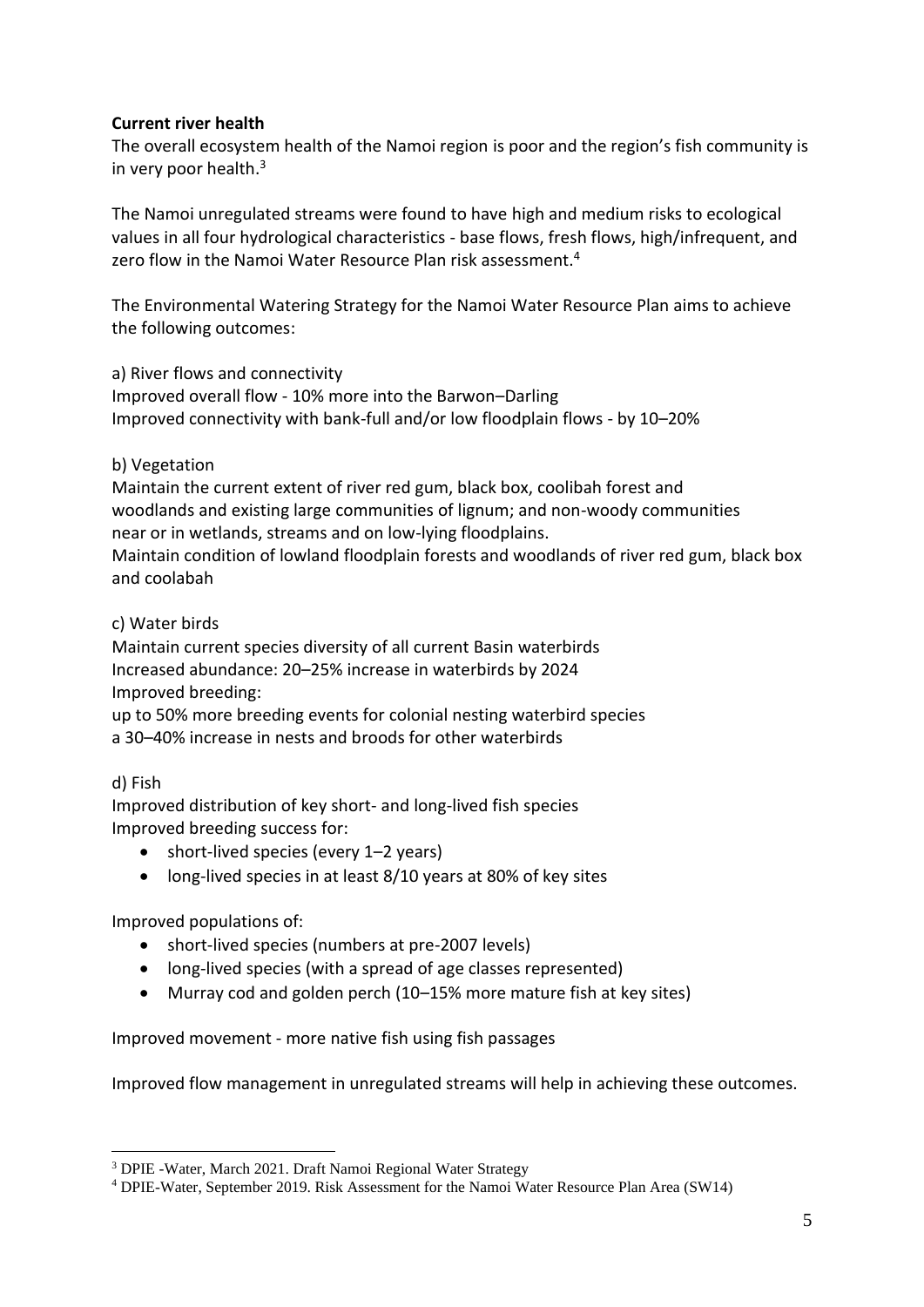**Current river health**

The overall ecosystem health of the Namoi region is poor and the region's fish community is in very poor health.[3]

The Namoi unregulated streams were found to have high and medium risks to ecological values in all four hydrological characteristics - base flows, fresh flows, high/infrequent, and zero flow in the Namoi Water Resource Plan risk assessment.[4]

The Environmental Watering Strategy for the Namoi Water Resource Plan aims to achieve the following outcomes:

a) River flows and connectivity
Improved overall flow - 10% more into the Barwon–Darling
Improved connectivity with bank-full and/or low floodplain flows - by 10–20%

b) Vegetation
Maintain the current extent of river red gum, black box, coolibah forest and woodlands and existing large communities of lignum; and non-woody communities near or in wetlands, streams and on low-lying floodplains.
Maintain condition of lowland floodplain forests and woodlands of river red gum, black box and coolabah

c) Water birds
Maintain current species diversity of all current Basin waterbirds
Increased abundance: 20–25% increase in waterbirds by 2024
Improved breeding:
up to 50% more breeding events for colonial nesting waterbird species
a 30–40% increase in nests and broods for other waterbirds

d) Fish
Improved distribution of key short- and long-lived fish species
Improved breeding success for:

- short-lived species (every 1–2 years)
- long-lived species in at least 8/10 years at 80% of key sites

Improved populations of:

- short-lived species (numbers at pre-2007 levels)
- long-lived species (with a spread of age classes represented)
- Murray cod and golden perch (10–15% more mature fish at key sites)

Improved movement - more native fish using fish passages

Improved flow management in unregulated streams will help in achieving these outcomes.

---

[3] DPIE -Water, March 2021. Draft Namoi Regional Water Strategy

[4] DPIE-Water, September 2019. Risk Assessment for the Namoi Water Resource Plan Area (SW14)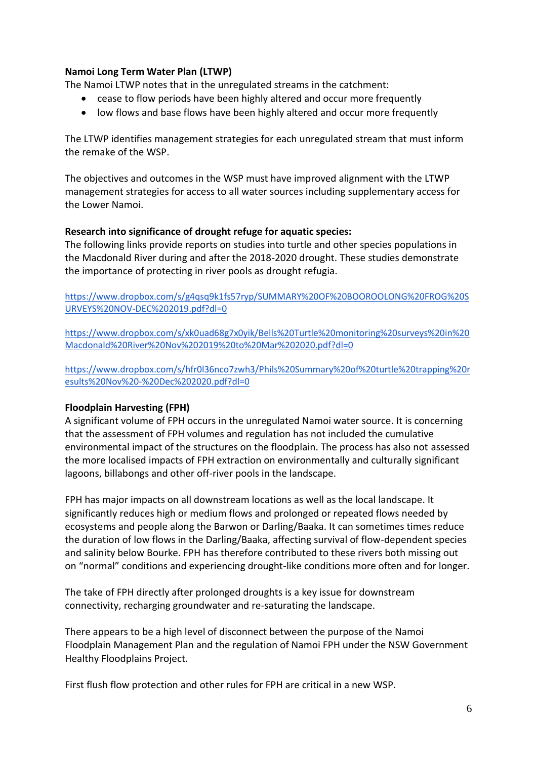**Namoi Long Term Water Plan (LTWP)**

The Namoi LTWP notes that in the unregulated streams in the catchment:

- cease to flow periods have been highly altered and occur more frequently
- low flows and base flows have been highly altered and occur more frequently

The LTWP identifies management strategies for each unregulated stream that must inform the remake of the WSP.

The objectives and outcomes in the WSP must have improved alignment with the LTWP management strategies for access to all water sources including supplementary access for the Lower Namoi.

**Research into significance of drought refuge for aquatic species:**

The following links provide reports on studies into turtle and other species populations in the Macdonald River during and after the 2018-2020 drought. These studies demonstrate the importance of protecting in river pools as drought refugia.

https://www.dropbox.com/s/g4qsq9k1fs57ryp/SUMMARY%20OF%20BOOROOLONG%20FROG%20SURVEYS%20NOV-DEC%202019.pdf?dl=0

https://www.dropbox.com/s/xk0uad68g7x0yik/Bells%20Turtle%20monitoring%20surveys%20in%20Macdonald%20River%20Nov%202019%20to%20Mar%202020.pdf?dl=0

https://www.dropbox.com/s/hfr0l36nco7zwh3/Phils%20Summary%20of%20turtle%20trapping%20results%20Nov%20-%20Dec%202020.pdf?dl=0

**Floodplain Harvesting (FPH)**

A significant volume of FPH occurs in the unregulated Namoi water source. It is concerning that the assessment of FPH volumes and regulation has not included the cumulative environmental impact of the structures on the floodplain. The process has also not assessed the more localised impacts of FPH extraction on environmentally and culturally significant lagoons, billabongs and other off-river pools in the landscape.

FPH has major impacts on all downstream locations as well as the local landscape. It significantly reduces high or medium flows and prolonged or repeated flows needed by ecosystems and people along the Barwon or Darling/Baaka. It can sometimes times reduce the duration of low flows in the Darling/Baaka, affecting survival of flow-dependent species and salinity below Bourke. FPH has therefore contributed to these rivers both missing out on "normal" conditions and experiencing drought-like conditions more often and for longer.

The take of FPH directly after prolonged droughts is a key issue for downstream connectivity, recharging groundwater and re-saturating the landscape.

There appears to be a high level of disconnect between the purpose of the Namoi Floodplain Management Plan and the regulation of Namoi FPH under the NSW Government Healthy Floodplains Project.

First flush flow protection and other rules for FPH are critical in a new WSP.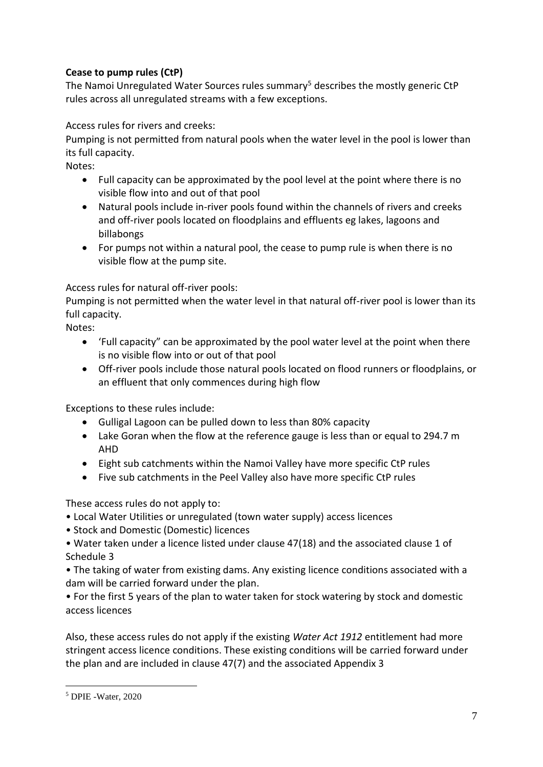**Cease to pump rules (CtP)**

The Namoi Unregulated Water Sources rules summary[5] describes the mostly generic CtP rules across all unregulated streams with a few exceptions.

Access rules for rivers and creeks:

Pumping is not permitted from natural pools when the water level in the pool is lower than its full capacity.

Notes:

- Full capacity can be approximated by the pool level at the point where there is no visible flow into and out of that pool
- Natural pools include in-river pools found within the channels of rivers and creeks and off-river pools located on floodplains and effluents eg lakes, lagoons and billabongs
- For pumps not within a natural pool, the cease to pump rule is when there is no visible flow at the pump site.

Access rules for natural off-river pools:

Pumping is not permitted when the water level in that natural off-river pool is lower than its full capacity.

Notes:

- 'Full capacity" can be approximated by the pool water level at the point when there is no visible flow into or out of that pool
- Off-river pools include those natural pools located on flood runners or floodplains, or an effluent that only commences during high flow

Exceptions to these rules include:

- Gulligal Lagoon can be pulled down to less than 80% capacity
- Lake Goran when the flow at the reference gauge is less than or equal to 294.7 m AHD
- Eight sub catchments within the Namoi Valley have more specific CtP rules
- Five sub catchments in the Peel Valley also have more specific CtP rules

These access rules do not apply to:

- Local Water Utilities or unregulated (town water supply) access licences
- Stock and Domestic (Domestic) licences
- Water taken under a licence listed under clause 47(18) and the associated clause 1 of Schedule 3
- The taking of water from existing dams. Any existing licence conditions associated with a dam will be carried forward under the plan.
- For the first 5 years of the plan to water taken for stock watering by stock and domestic access licences

Also, these access rules do not apply if the existing *Water Act 1912* entitlement had more stringent access licence conditions. These existing conditions will be carried forward under the plan and are included in clause 47(7) and the associated Appendix 3

[5] DPIE -Water, 2020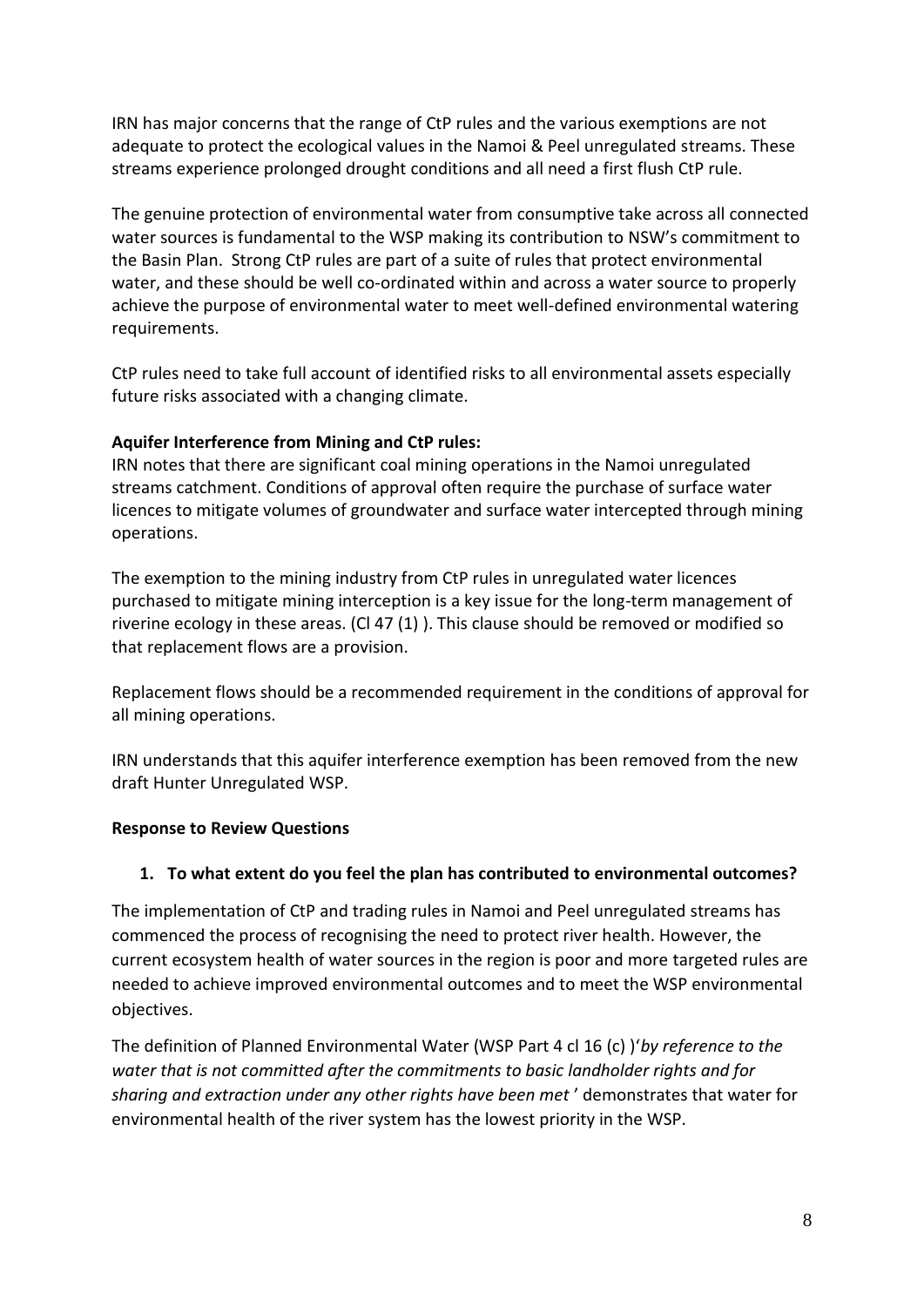IRN has major concerns that the range of CtP rules and the various exemptions are not adequate to protect the ecological values in the Namoi & Peel unregulated streams. These streams experience prolonged drought conditions and all need a first flush CtP rule.

The genuine protection of environmental water from consumptive take across all connected water sources is fundamental to the WSP making its contribution to NSW's commitment to the Basin Plan. Strong CtP rules are part of a suite of rules that protect environmental water, and these should be well co-ordinated within and across a water source to properly achieve the purpose of environmental water to meet well-defined environmental watering requirements.

CtP rules need to take full account of identified risks to all environmental assets especially future risks associated with a changing climate.

**Aquifer Interference from Mining and CtP rules:**
IRN notes that there are significant coal mining operations in the Namoi unregulated streams catchment. Conditions of approval often require the purchase of surface water licences to mitigate volumes of groundwater and surface water intercepted through mining operations.

The exemption to the mining industry from CtP rules in unregulated water licences purchased to mitigate mining interception is a key issue for the long-term management of riverine ecology in these areas. (Cl 47 (1) ). This clause should be removed or modified so that replacement flows are a provision.

Replacement flows should be a recommended requirement in the conditions of approval for all mining operations.

IRN understands that this aquifer interference exemption has been removed from the new draft Hunter Unregulated WSP.

**Response to Review Questions**

1. **To what extent do you feel the plan has contributed to environmental outcomes?**

The implementation of CtP and trading rules in Namoi and Peel unregulated streams has commenced the process of recognising the need to protect river health. However, the current ecosystem health of water sources in the region is poor and more targeted rules are needed to achieve improved environmental outcomes and to meet the WSP environmental objectives.

The definition of Planned Environmental Water (WSP Part 4 cl 16 (c) )'*by reference to the water that is not committed after the commitments to basic landholder rights and for sharing and extraction under any other rights have been met* ' demonstrates that water for environmental health of the river system has the lowest priority in the WSP.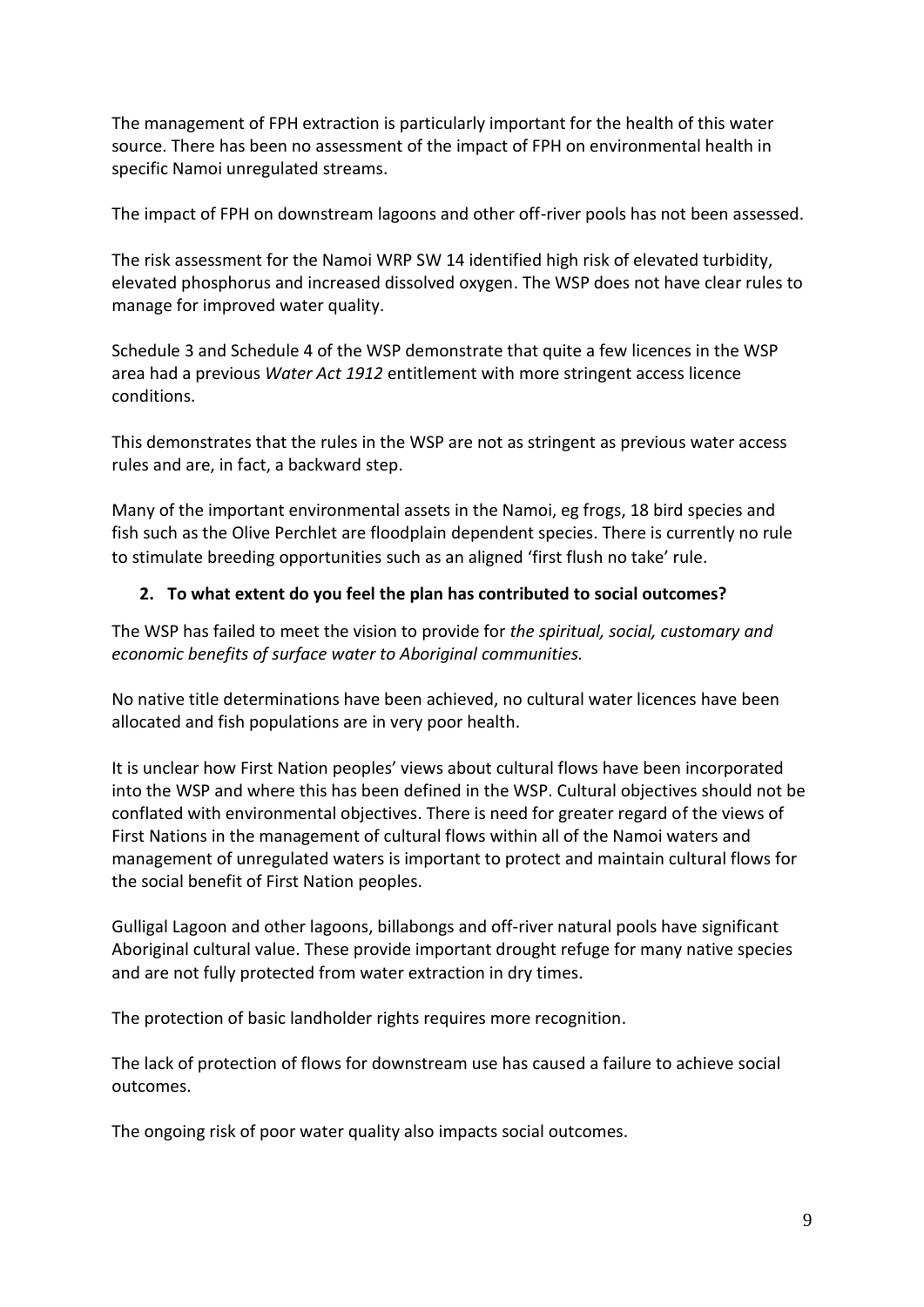The management of FPH extraction is particularly important for the health of this water source. There has been no assessment of the impact of FPH on environmental health in specific Namoi unregulated streams.

The impact of FPH on downstream lagoons and other off-river pools has not been assessed.

The risk assessment for the Namoi WRP SW 14 identified high risk of elevated turbidity, elevated phosphorus and increased dissolved oxygen. The WSP does not have clear rules to manage for improved water quality.

Schedule 3 and Schedule 4 of the WSP demonstrate that quite a few licences in the WSP area had a previous *Water Act 1912* entitlement with more stringent access licence conditions.

This demonstrates that the rules in the WSP are not as stringent as previous water access rules and are, in fact, a backward step.

Many of the important environmental assets in the Namoi, eg frogs, 18 bird species and fish such as the Olive Perchlet are floodplain dependent species. There is currently no rule to stimulate breeding opportunities such as an aligned 'first flush no take' rule.

**2. To what extent do you feel the plan has contributed to social outcomes?**

The WSP has failed to meet the vision to provide for *the spiritual, social, customary and economic benefits of surface water to Aboriginal communities.*

No native title determinations have been achieved, no cultural water licences have been allocated and fish populations are in very poor health.

It is unclear how First Nation peoples' views about cultural flows have been incorporated into the WSP and where this has been defined in the WSP. Cultural objectives should not be conflated with environmental objectives. There is need for greater regard of the views of First Nations in the management of cultural flows within all of the Namoi waters and management of unregulated waters is important to protect and maintain cultural flows for the social benefit of First Nation peoples.

Gulligal Lagoon and other lagoons, billabongs and off-river natural pools have significant Aboriginal cultural value. These provide important drought refuge for many native species and are not fully protected from water extraction in dry times.

The protection of basic landholder rights requires more recognition.

The lack of protection of flows for downstream use has caused a failure to achieve social outcomes.

The ongoing risk of poor water quality also impacts social outcomes.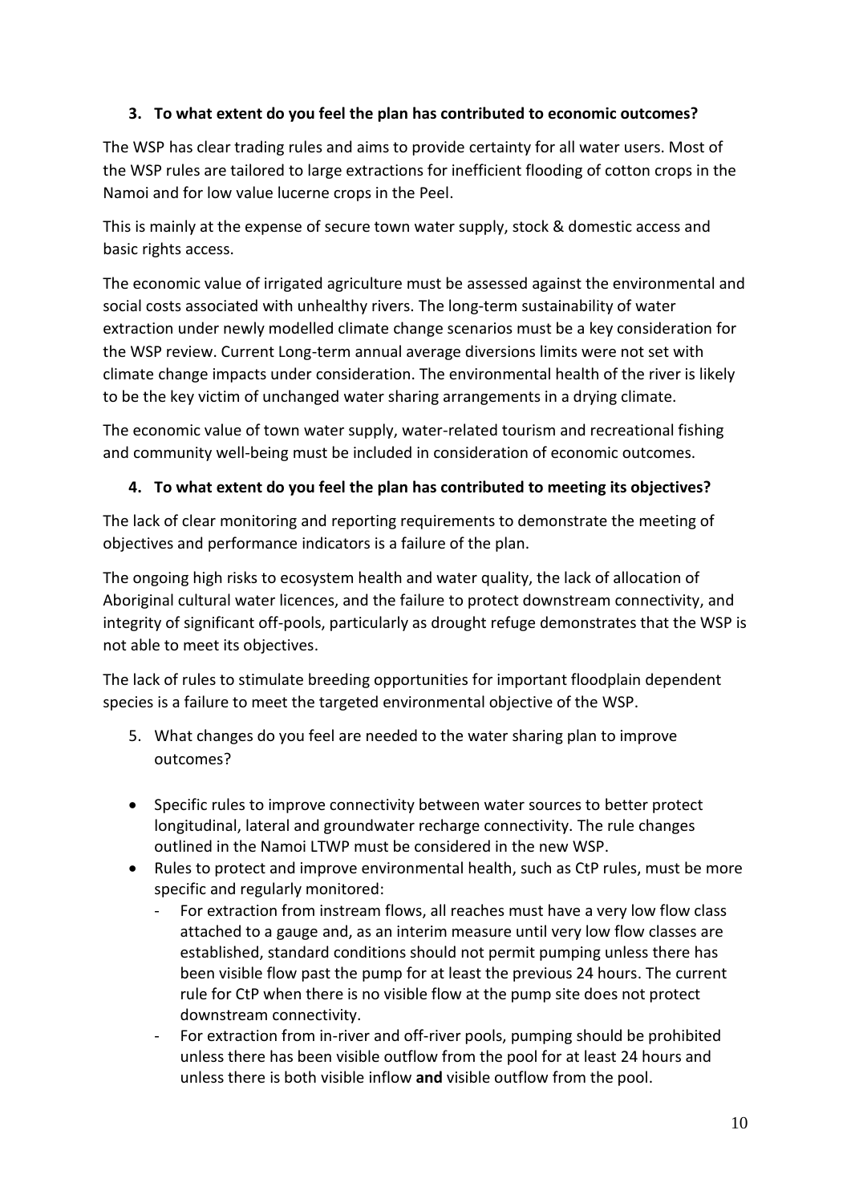### 3. To what extent do you feel the plan has contributed to economic outcomes?

The WSP has clear trading rules and aims to provide certainty for all water users. Most of the WSP rules are tailored to large extractions for inefficient flooding of cotton crops in the Namoi and for low value lucerne crops in the Peel.

This is mainly at the expense of secure town water supply, stock & domestic access and basic rights access.

The economic value of irrigated agriculture must be assessed against the environmental and social costs associated with unhealthy rivers. The long-term sustainability of water extraction under newly modelled climate change scenarios must be a key consideration for the WSP review. Current Long-term annual average diversions limits were not set with climate change impacts under consideration. The environmental health of the river is likely to be the key victim of unchanged water sharing arrangements in a drying climate.

The economic value of town water supply, water-related tourism and recreational fishing and community well-being must be included in consideration of economic outcomes.

### 4. To what extent do you feel the plan has contributed to meeting its objectives?

The lack of clear monitoring and reporting requirements to demonstrate the meeting of objectives and performance indicators is a failure of the plan.

The ongoing high risks to ecosystem health and water quality, the lack of allocation of Aboriginal cultural water licences, and the failure to protect downstream connectivity, and integrity of significant off-pools, particularly as drought refuge demonstrates that the WSP is not able to meet its objectives.

The lack of rules to stimulate breeding opportunities for important floodplain dependent species is a failure to meet the targeted environmental objective of the WSP.

5. What changes do you feel are needed to the water sharing plan to improve outcomes?

- Specific rules to improve connectivity between water sources to better protect longitudinal, lateral and groundwater recharge connectivity. The rule changes outlined in the Namoi LTWP must be considered in the new WSP.
- Rules to protect and improve environmental health, such as CtP rules, must be more specific and regularly monitored:
  - For extraction from instream flows, all reaches must have a very low flow class attached to a gauge and, as an interim measure until very low flow classes are established, standard conditions should not permit pumping unless there has been visible flow past the pump for at least the previous 24 hours. The current rule for CtP when there is no visible flow at the pump site does not protect downstream connectivity.
  - For extraction from in-river and off-river pools, pumping should be prohibited unless there has been visible outflow from the pool for at least 24 hours and unless there is both visible inflow **and** visible outflow from the pool.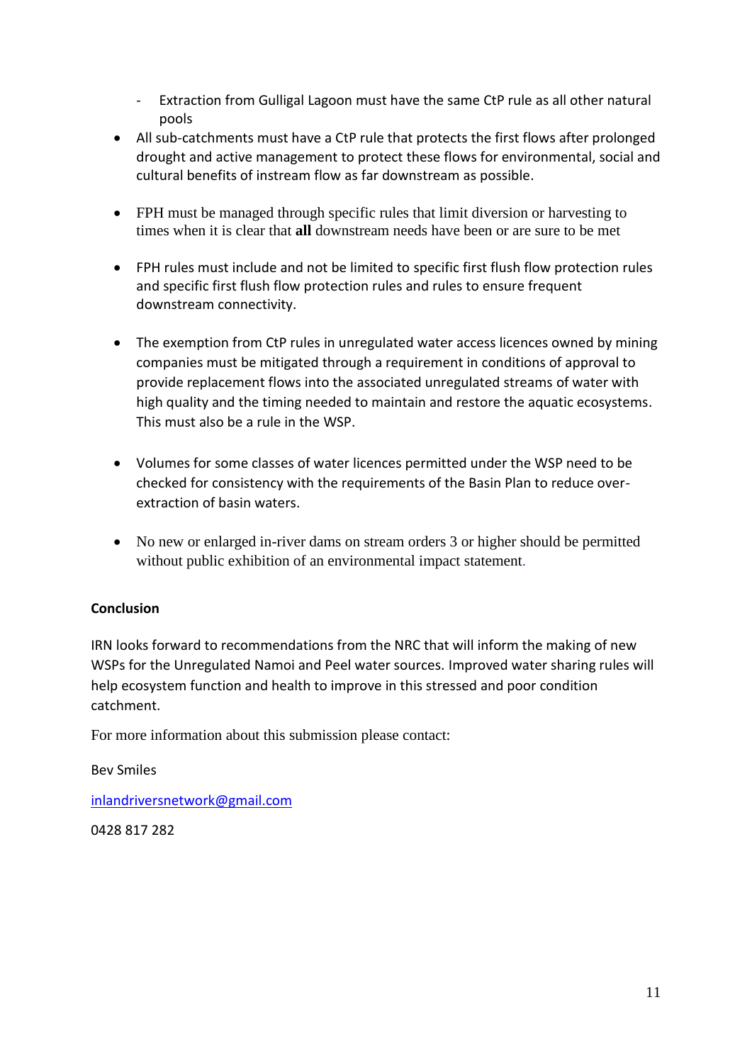- Extraction from Gulligal Lagoon must have the same CtP rule as all other natural pools
- All sub-catchments must have a CtP rule that protects the first flows after prolonged drought and active management to protect these flows for environmental, social and cultural benefits of instream flow as far downstream as possible.
- FPH must be managed through specific rules that limit diversion or harvesting to times when it is clear that **all** downstream needs have been or are sure to be met
- FPH rules must include and not be limited to specific first flush flow protection rules and specific first flush flow protection rules and rules to ensure frequent downstream connectivity.
- The exemption from CtP rules in unregulated water access licences owned by mining companies must be mitigated through a requirement in conditions of approval to provide replacement flows into the associated unregulated streams of water with high quality and the timing needed to maintain and restore the aquatic ecosystems. This must also be a rule in the WSP.
- Volumes for some classes of water licences permitted under the WSP need to be checked for consistency with the requirements of the Basin Plan to reduce over-extraction of basin waters.
- No new or enlarged in-river dams on stream orders 3 or higher should be permitted without public exhibition of an environmental impact statement.

**Conclusion**

IRN looks forward to recommendations from the NRC that will inform the making of new WSPs for the Unregulated Namoi and Peel water sources. Improved water sharing rules will help ecosystem function and health to improve in this stressed and poor condition catchment.

For more information about this submission please contact:

Bev Smiles

inlandriversnetwork@gmail.com

0428 817 282